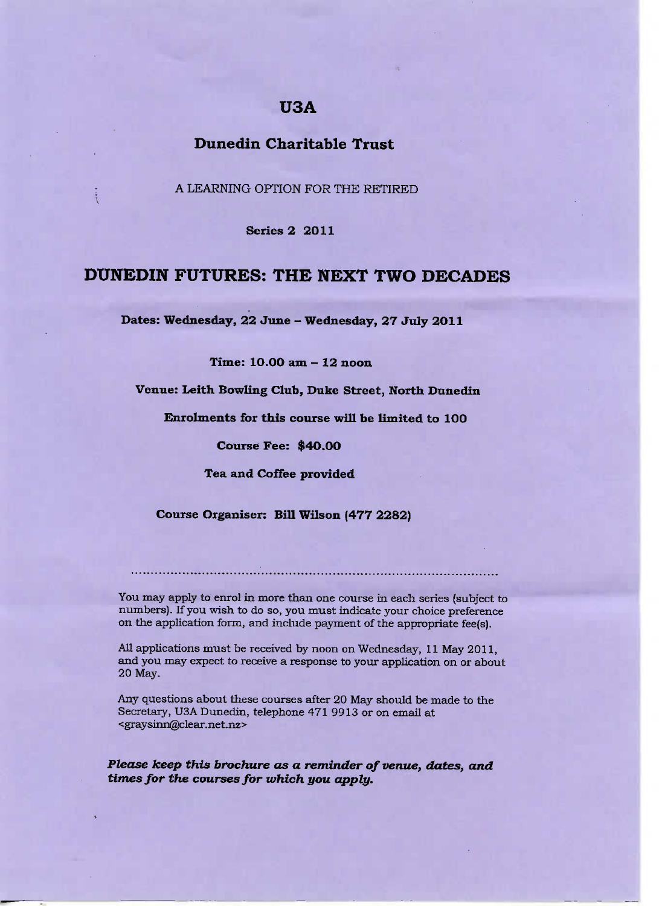# U3A

## Dunedin Charitable Trust

A LEARNING OPTION FOR THE RETIRED

**Series 2 2011**

# DUNEDIN FUTURES: THE NEXT TWO DECADES

**Dates: Wednesday, 22 June – Wednesday, 27 July 2011**

**Time: 10.00 am – 12 noon**

**Venue: Leith Bowling Club, Duke Street, North Dunedin**

**Enrolments for this course will be limited to 100**

**Course Fee: $40.00**

**Tea and Coffee provided**

**Course Organiser: Bill Wilson (477 2282)**

.............................................................................................

You may apply to enrol in more than one course in each series (subject to numbers). If you wish to do so, you must indicate your choice preference on the application form, and include payment of the appropriate fee(s).

All applications must be received by noon on Wednesday, 11 May 2011, and you may expect to receive a response to your application on or about 20 May.

Any questions about these courses after 20 May should be made to the Secretary, U3A Dunedin, telephone 471 9913 or on email at <graysinn@clear.net.nz>

***Please keep this brochure as a reminder of venue, dates, and times for the courses for which you apply.***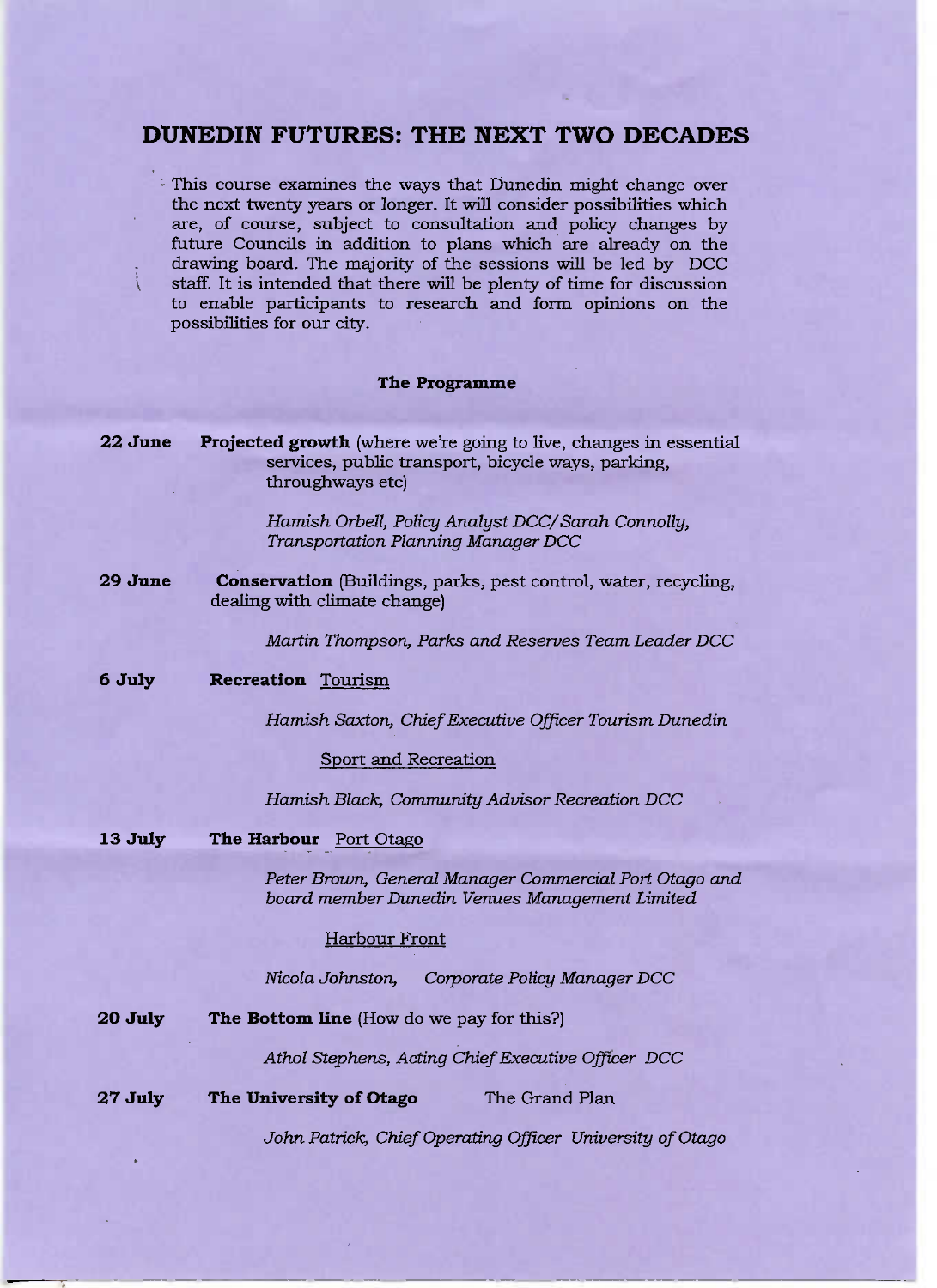# DUNEDIN FUTURES: THE NEXT TWO DECADES

This course examines the ways that Dunedin might change over the next twenty years or longer. It will consider possibilities which are, of course, subject to consultation and policy changes by future Councils in addition to plans which are already on the drawing board. The majority of the sessions will be led by DCC staff. It is intended that there will be plenty of time for discussion to enable participants to research and form opinions on the possibilities for our city.

**The Programme**

**22 June** **Projected growth** (where we're going to live, changes in essential services, public transport, bicycle ways, parking, throughways etc)

*Hamish Orbell, Policy Analyst DCC/ Sarah Connolly, Transportation Planning Manager DCC*

**29 June** **Conservation** (Buildings, parks, pest control, water, recycling, dealing with climate change)

*Martin Thompson, Parks and Reserves Team Leader DCC*

**6 July** **Recreation** Tourism

*Hamish Saxton, Chief Executive Officer Tourism Dunedin*

Sport and Recreation

*Hamish Black, Community Advisor Recreation DCC*

**13 July** **The Harbour** Port Otago

*Peter Brown, General Manager Commercial Port Otago and board member Dunedin Venues Management Limited*

Harbour Front

*Nicola Johnston, Corporate Policy Manager DCC*

**20 July** **The Bottom line** (How do we pay for this?)

*Athol Stephens, Acting Chief Executive Officer DCC*

**27 July** **The University of Otago** The Grand Plan

*John Patrick, Chief Operating Officer University of Otago*